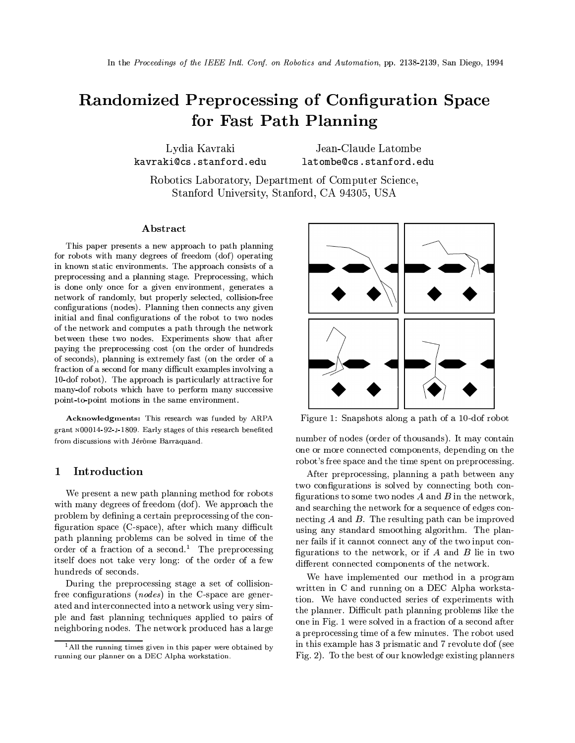In the *Proceedings of the IEEE Intl. Conf. on Robotics and Automation*, pp. 2138-2139, San Diego, 1994

# Randomized Preprocessing of Configuration Space for Fast Path Planning

Lydia Kavraki
kavraki@cs.stanford.edu

Jean-Claude Latombe
latombe@cs.stanford.edu

Robotics Laboratory, Department of Computer Science,
Stanford University, Stanford, CA 94305, USA

## Abstract

This paper presents a new approach to path planning for robots with many degrees of freedom (dof) operating in known static environments. The approach consists of a preprocessing and a planning stage. Preprocessing, which is done only once for a given environment, generates a network of randomly, but properly selected, collision-free configurations (nodes). Planning then connects any given initial and final configurations of the robot to two nodes of the network and computes a path through the network between these two nodes. Experiments show that after paying the preprocessing cost (on the order of hundreds of seconds), planning is extremely fast (on the order of a fraction of a second for many difficult examples involving a 10-dof robot). The approach is particularly attractive for many-dof robots which have to perform many successive point-to-point motions in the same environment.

**Acknowledgments:** This research was funded by ARPA grant N00014-92-J-1809. Early stages of this research benefited from discussions with Jérôme Barraquand.

## 1 Introduction

We present a new path planning method for robots with many degrees of freedom (dof). We approach the problem by defining a certain preprocessing of the configuration space (C-space), after which many difficult path planning problems can be solved in time of the order of a fraction of a second.[1] The preprocessing itself does not take very long: of the order of a few hundreds of seconds.

During the preprocessing stage a set of collision-free configurations (*nodes*) in the C-space are generated and interconnected into a network using very simple and fast planning techniques applied to pairs of neighboring nodes. The network produced has a large number of nodes (order of thousands). It may contain one or more connected components, depending on the robot's free space and the time spent on preprocessing.

[1] All the running times given in this paper were obtained by running our planner on a DEC Alpha workstation.

Figure 1: Snapshots along a path of a 10-dof robot

After preprocessing, planning a path between any two configurations is solved by connecting both configurations to some two nodes $A$ and $B$ in the network, and searching the network for a sequence of edges connecting $A$ and $B$. The resulting path can be improved using any standard smoothing algorithm. The planner fails if it cannot connect any of the two input configurations to the network, or if $A$ and $B$ lie in two different connected components of the network.

We have implemented our method in a program written in C and running on a DEC Alpha workstation. We have conducted series of experiments with the planner. Difficult path planning problems like the one in Fig. 1 were solved in a fraction of a second after a preprocessing time of a few minutes. The robot used in this example has 3 prismatic and 7 revolute dof (see Fig. 2). To the best of our knowledge existing planners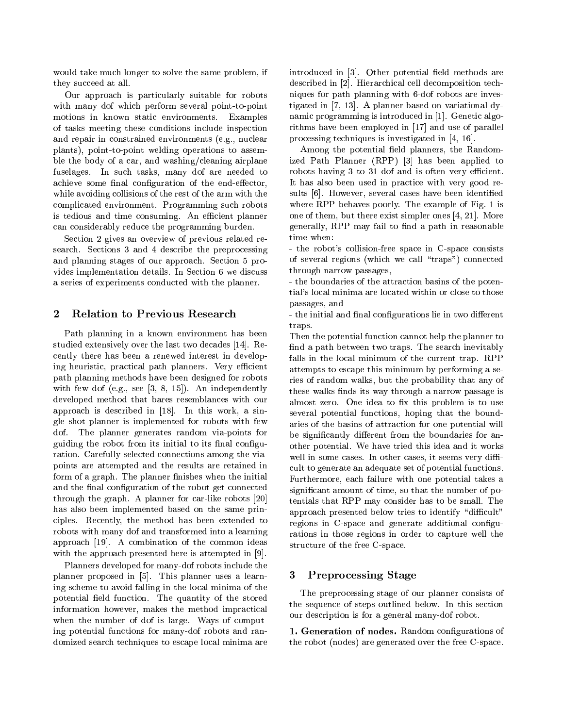would take much longer to solve the same problem, if they succeed at all.

Our approach is particularly suitable for robots with many dof which perform several point-to-point motions in known static environments. Examples of tasks meeting these conditions include inspection and repair in constrained environments (e.g., nuclear plants), point-to-point welding operations to assemble the body of a car, and washing/cleaning airplane fuselages. In such tasks, many dof are needed to achieve some final configuration of the end-effector, while avoiding collisions of the rest of the arm with the complicated environment. Programming such robots is tedious and time consuming. An efficient planner can considerably reduce the programming burden.

Section 2 gives an overview of previous related research. Sections 3 and 4 describe the preprocessing and planning stages of our approach. Section 5 provides implementation details. In Section 6 we discuss a series of experiments conducted with the planner.

## 2 Relation to Previous Research

Path planning in a known environment has been studied extensively over the last two decades [14]. Recently there has been a renewed interest in developing heuristic, practical path planners. Very efficient path planning methods have been designed for robots with few dof (e.g., see [3, 8, 15]). An independently developed method that bares resemblances with our approach is described in [18]. In this work, a single shot planner is implemented for robots with few dof. The planner generates random via-points for guiding the robot from its initial to its final configuration. Carefully selected connections among the via-points are attempted and the results are retained in form of a graph. The planner finishes when the initial and the final configuration of the robot get connected through the graph. A planner for car-like robots [20] has also been implemented based on the same principles. Recently, the method has been extended to robots with many dof and transformed into a learning approach [19]. A combination of the common ideas with the approach presented here is attempted in [9].

Planners developed for many-dof robots include the planner proposed in [5]. This planner uses a learning scheme to avoid falling in the local minima of the potential field function. The quantity of the stored information however, makes the method impractical when the number of dof is large. Ways of computing potential functions for many-dof robots and randomized search techniques to escape local minima are introduced in [3]. Other potential field methods are described in [2]. Hierarchical cell decomposition techniques for path planning with 6-dof robots are investigated in [7, 13]. A planner based on variational dynamic programming is introduced in [1]. Genetic algorithms have been employed in [17] and use of parallel processing techniques is investigated in [4, 16].

Among the potential field planners, the Randomized Path Planner (RPP) [3] has been applied to robots having 3 to 31 dof and is often very efficient. It has also been used in practice with very good results [6]. However, several cases have been identified where RPP behaves poorly. The example of Fig. 1 is one of them, but there exist simpler ones [4, 21]. More generally, RPP may fail to find a path in reasonable time when:

- the robot's collision-free space in C-space consists of several regions (which we call "traps") connected through narrow passages,
- the boundaries of the attraction basins of the potential's local minima are located within or close to those passages, and
- the initial and final configurations lie in two different traps.

Then the potential function cannot help the planner to find a path between two traps. The search inevitably falls in the local minimum of the current trap. RPP attempts to escape this minimum by performing a series of random walks, but the probability that any of these walks finds its way through a narrow passage is almost zero. One idea to fix this problem is to use several potential functions, hoping that the boundaries of the basins of attraction for one potential will be significantly different from the boundaries for another potential. We have tried this idea and it works well in some cases. In other cases, it seems very difficult to generate an adequate set of potential functions. Furthermore, each failure with one potential takes a significant amount of time, so that the number of potentials that RPP may consider has to be small. The approach presented below tries to identify "difficult" regions in C-space and generate additional configurations in those regions in order to capture well the structure of the free C-space.

## 3 Preprocessing Stage

The preprocessing stage of our planner consists of the sequence of steps outlined below. In this section our description is for a general many-dof robot.

**1. Generation of nodes.** Random configurations of the robot (nodes) are generated over the free C-space.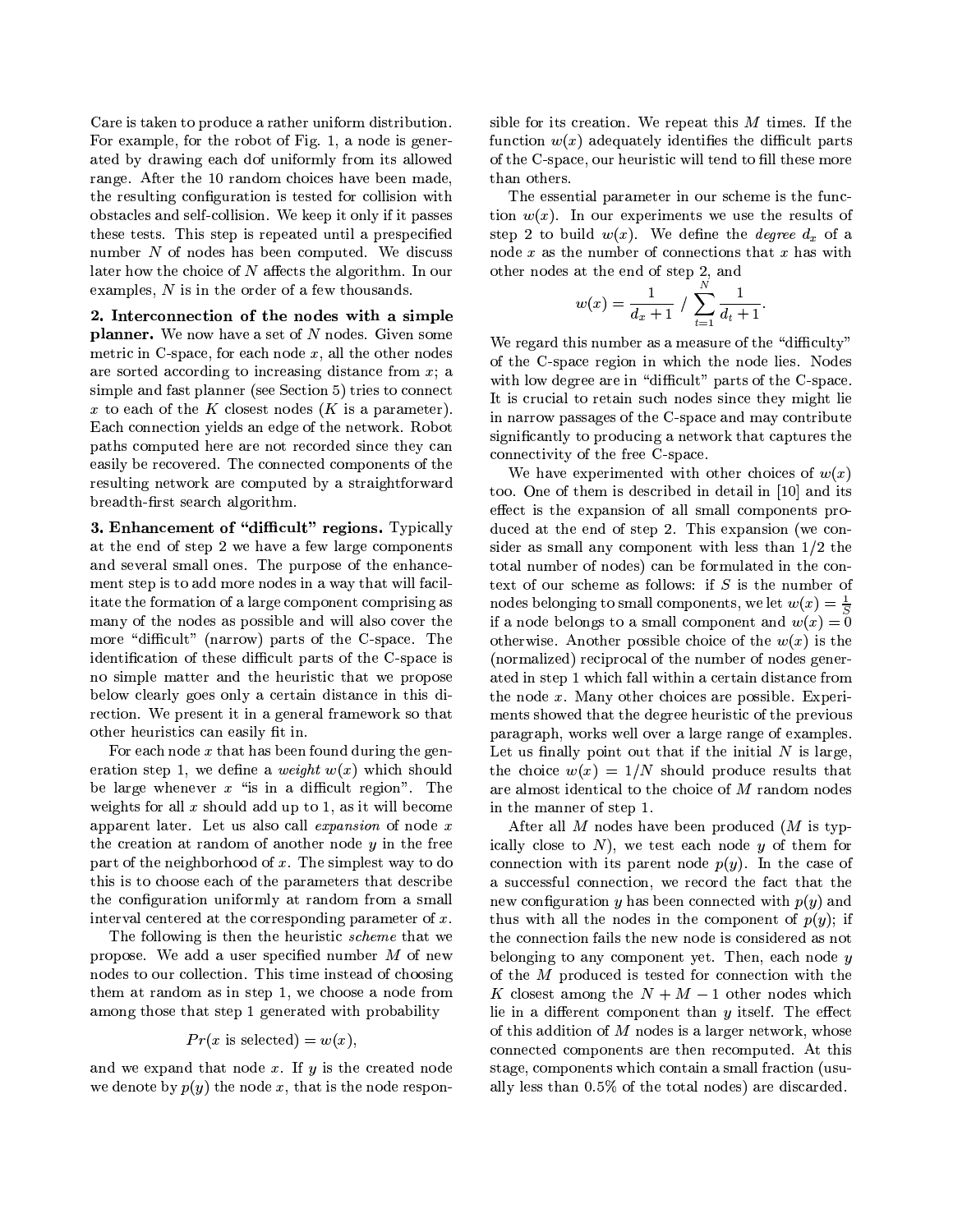Care is taken to produce a rather uniform distribution. For example, for the robot of Fig. 1, a node is generated by drawing each dof uniformly from its allowed range. After the 10 random choices have been made, the resulting configuration is tested for collision with obstacles and self-collision. We keep it only if it passes these tests. This step is repeated until a prespecified number $N$ of nodes has been computed. We discuss later how the choice of $N$ affects the algorithm. In our examples, $N$ is in the order of a few thousands.

**2. Interconnection of the nodes with a simple planner.** We now have a set of $N$ nodes. Given some metric in C-space, for each node $x$, all the other nodes are sorted according to increasing distance from $x$; a simple and fast planner (see Section 5) tries to connect $x$ to each of the $K$ closest nodes ($K$ is a parameter). Each connection yields an edge of the network. Robot paths computed here are not recorded since they can easily be recovered. The connected components of the resulting network are computed by a straightforward breadth-first search algorithm.

**3. Enhancement of "difficult" regions.** Typically at the end of step 2 we have a few large components and several small ones. The purpose of the enhancement step is to add more nodes in a way that will facilitate the formation of a large component comprising as many of the nodes as possible and will also cover the more "difficult" (narrow) parts of the C-space. The identification of these difficult parts of the C-space is no simple matter and the heuristic that we propose below clearly goes only a certain distance in this direction. We present it in a general framework so that other heuristics can easily fit in.

For each node $x$ that has been found during the generation step 1, we define a *weight* $w(x)$ which should be large whenever $x$ "is in a difficult region". The weights for all $x$ should add up to 1, as it will become apparent later. Let us also call *expansion* of node $x$ the creation at random of another node $y$ in the free part of the neighborhood of $x$. The simplest way to do this is to choose each of the parameters that describe the configuration uniformly at random from a small interval centered at the corresponding parameter of $x$.

The following is then the heuristic *scheme* that we propose. We add a user specified number $M$ of new nodes to our collection. This time instead of choosing them at random as in step 1, we choose a node from among those that step 1 generated with probability

$$Pr(x \text{ is selected}) = w(x),$$

and we expand that node $x$. If $y$ is the created node we denote by $p(y)$ the node $x$, that is the node responsible for its creation. We repeat this $M$ times. If the function $w(x)$ adequately identifies the difficult parts of the C-space, our heuristic will tend to fill these more than others.

The essential parameter in our scheme is the function $w(x)$. In our experiments we use the results of step 2 to build $w(x)$. We define the *degree* $d_x$ of a node $x$ as the number of connections that $x$ has with other nodes at the end of step 2, and

$$w(x) = \frac{1}{d_x + 1} \;/\; \sum_{t=1}^{N} \frac{1}{d_t + 1}.$$

We regard this number as a measure of the "difficulty" of the C-space region in which the node lies. Nodes with low degree are in "difficult" parts of the C-space. It is crucial to retain such nodes since they might lie in narrow passages of the C-space and may contribute significantly to producing a network that captures the connectivity of the free C-space.

We have experimented with other choices of $w(x)$ too. One of them is described in detail in [10] and its effect is the expansion of all small components produced at the end of step 2. This expansion (we consider as small any component with less than 1/2 the total number of nodes) can be formulated in the context of our scheme as follows: if $S$ is the number of nodes belonging to small components, we let $w(x) = \frac{1}{S}$ if a node belongs to a small component and $w(x) = 0$ otherwise. Another possible choice of the $w(x)$ is the (normalized) reciprocal of the number of nodes generated in step 1 which fall within a certain distance from the node $x$. Many other choices are possible. Experiments showed that the degree heuristic of the previous paragraph, works well over a large range of examples. Let us finally point out that if the initial $N$ is large, the choice $w(x) = 1/N$ should produce results that are almost identical to the choice of $M$ random nodes in the manner of step 1.

After all $M$ nodes have been produced ($M$ is typically close to $N$), we test each node $y$ of them for connection with its parent node $p(y)$. In the case of a successful connection, we record the fact that the new configuration $y$ has been connected with $p(y)$ and thus with all the nodes in the component of $p(y)$; if the connection fails the new node is considered as not belonging to any component yet. Then, each node $y$ of the $M$ produced is tested for connection with the $K$ closest among the $N + M - 1$ other nodes which lie in a different component than $y$ itself. The effect of this addition of $M$ nodes is a larger network, whose connected components are then recomputed. At this stage, components which contain a small fraction (usually less than 0.5% of the total nodes) are discarded.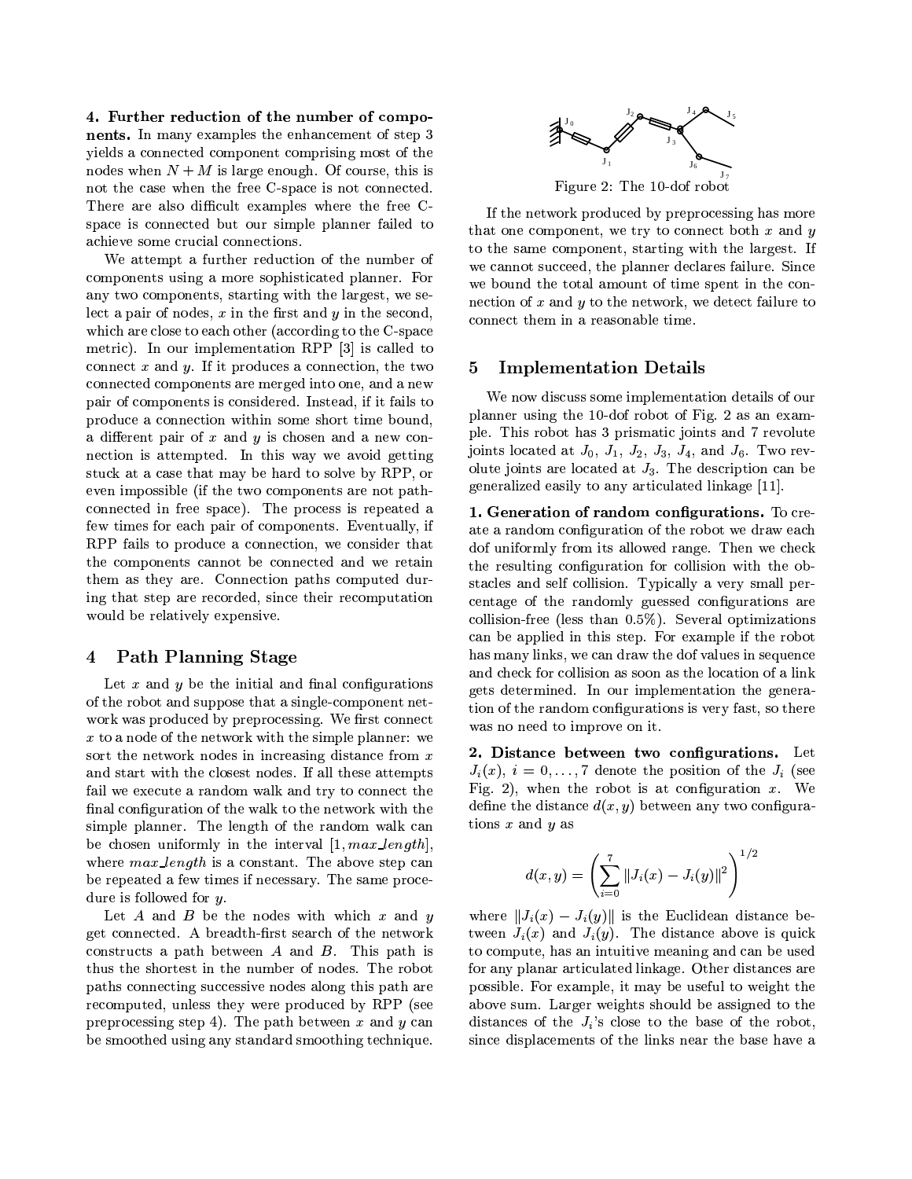**4. Further reduction of the number of components.** In many examples the enhancement of step 3 yields a connected component comprising most of the nodes when $N + M$ is large enough. Of course, this is not the case when the free C-space is not connected. There are also difficult examples where the free C-space is connected but our simple planner failed to achieve some crucial connections.

We attempt a further reduction of the number of components using a more sophisticated planner. For any two components, starting with the largest, we select a pair of nodes, $x$ in the first and $y$ in the second, which are close to each other (according to the C-space metric). In our implementation RPP [3] is called to connect $x$ and $y$. If it produces a connection, the two connected components are merged into one, and a new pair of components is considered. Instead, if it fails to produce a connection within some short time bound, a different pair of $x$ and $y$ is chosen and a new connection is attempted. In this way we avoid getting stuck at a case that may be hard to solve by RPP, or even impossible (if the two components are not path-connected in free space). The process is repeated a few times for each pair of components. Eventually, if RPP fails to produce a connection, we consider that the components cannot be connected and we retain them as they are. Connection paths computed during that step are recorded, since their recomputation would be relatively expensive.

## 4 Path Planning Stage

Let $x$ and $y$ be the initial and final configurations of the robot and suppose that a single-component network was produced by preprocessing. We first connect $x$ to a node of the network with the simple planner: we sort the network nodes in increasing distance from $x$ and start with the closest nodes. If all these attempts fail we execute a random walk and try to connect the final configuration of the walk to the network with the simple planner. The length of the random walk can be chosen uniformly in the interval $[1, max\_length]$, where $max\_length$ is a constant. The above step can be repeated a few times if necessary. The same procedure is followed for $y$.

Let $A$ and $B$ be the nodes with which $x$ and $y$ get connected. A breadth-first search of the network constructs a path between $A$ and $B$. This path is thus the shortest in the number of nodes. The robot paths connecting successive nodes along this path are recomputed, unless they were produced by RPP (see preprocessing step 4). The path between $x$ and $y$ can be smoothed using any standard smoothing technique.

J0 J1 J2 J3 J4 J5 J6 J7

Figure 2: The 10-dof robot

If the network produced by preprocessing has more that one component, we try to connect both $x$ and $y$ to the same component, starting with the largest. If we cannot succeed, the planner declares failure. Since we bound the total amount of time spent in the connection of $x$ and $y$ to the network, we detect failure to connect them in a reasonable time.

## 5 Implementation Details

We now discuss some implementation details of our planner using the 10-dof robot of Fig. 2 as an example. This robot has 3 prismatic joints and 7 revolute joints located at $J_0$, $J_1$, $J_2$, $J_3$, $J_4$, and $J_6$. Two revolute joints are located at $J_3$. The description can be generalized easily to any articulated linkage [11].

**1. Generation of random configurations.** To create a random configuration of the robot we draw each dof uniformly from its allowed range. Then we check the resulting configuration for collision with the obstacles and self collision. Typically a very small percentage of the randomly guessed configurations are collision-free (less than 0.5%). Several optimizations can be applied in this step. For example if the robot has many links, we can draw the dof values in sequence and check for collision as soon as the location of a link gets determined. In our implementation the generation of the random configurations is very fast, so there was no need to improve on it.

**2. Distance between two configurations.** Let $J_i(x)$, $i = 0, \ldots, 7$ denote the position of the $J_i$ (see Fig. 2), when the robot is at configuration $x$. We define the distance $d(x, y)$ between any two configurations $x$ and $y$ as

$$d(x,y) = \left( \sum_{i=0}^{7} \|J_i(x) - J_i(y)\|^2 \right)^{1/2}$$

where $\|J_i(x) - J_i(y)\|$ is the Euclidean distance between $J_i(x)$ and $J_i(y)$. The distance above is quick to compute, has an intuitive meaning and can be used for any planar articulated linkage. Other distances are possible. For example, it may be useful to weight the above sum. Larger weights should be assigned to the distances of the $J_i$'s close to the base of the robot, since displacements of the links near the base have a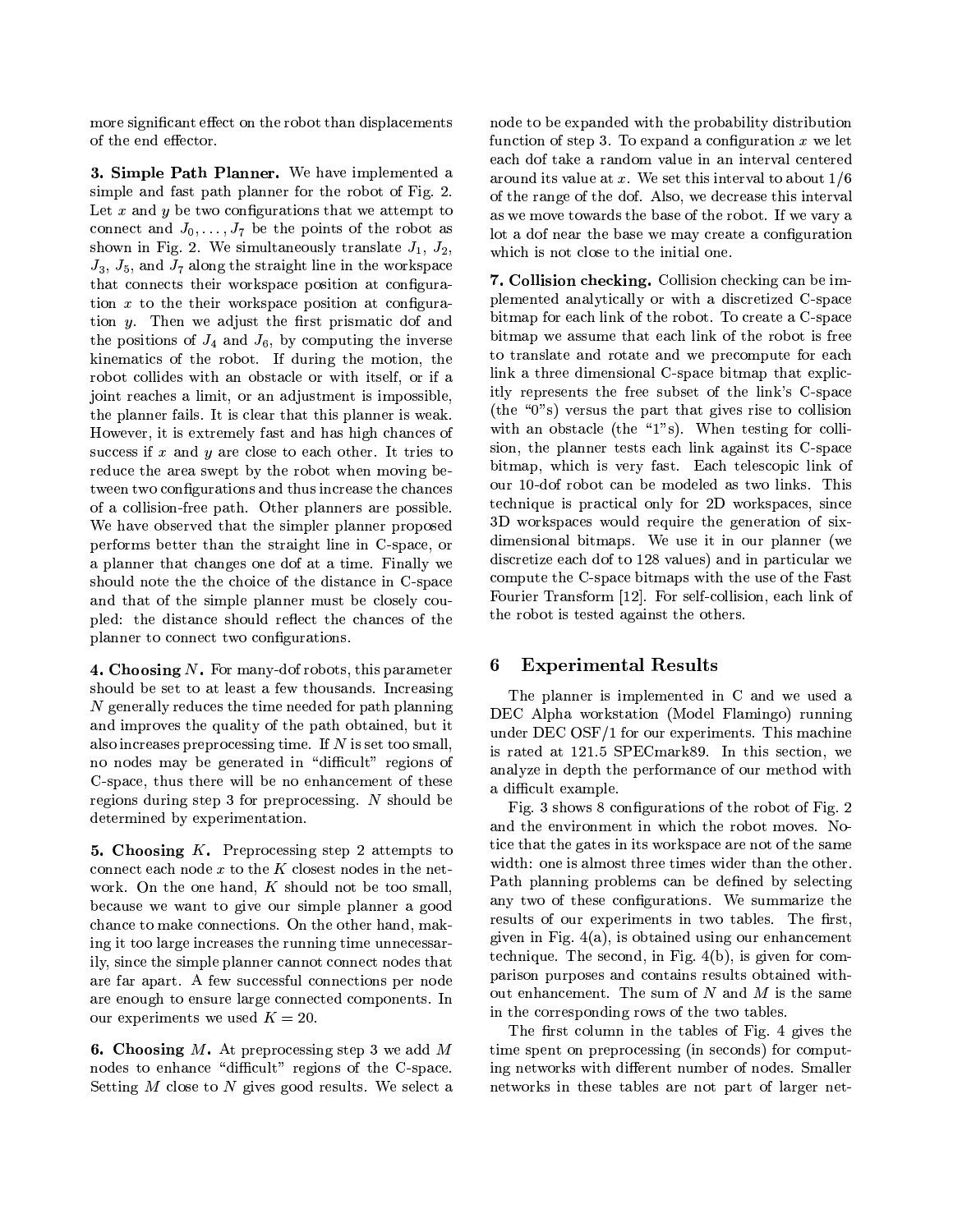more significant effect on the robot than displacements of the end effector.

**3. Simple Path Planner.** We have implemented a simple and fast path planner for the robot of Fig. 2. Let $x$ and $y$ be two configurations that we attempt to connect and $J_0, \ldots, J_7$ be the points of the robot as shown in Fig. 2. We simultaneously translate $J_1$, $J_2$, $J_3$, $J_5$, and $J_7$ along the straight line in the workspace that connects their workspace position at configuration $x$ to the their workspace position at configuration $y$. Then we adjust the first prismatic dof and the positions of $J_4$ and $J_6$, by computing the inverse kinematics of the robot. If during the motion, the robot collides with an obstacle or with itself, or if a joint reaches a limit, or an adjustment is impossible, the planner fails. It is clear that this planner is weak. However, it is extremely fast and has high chances of success if $x$ and $y$ are close to each other. It tries to reduce the area swept by the robot when moving between two configurations and thus increase the chances of a collision-free path. Other planners are possible. We have observed that the simpler planner proposed performs better than the straight line in C-space, or a planner that changes one dof at a time. Finally we should note the the choice of the distance in C-space and that of the simple planner must be closely coupled: the distance should reflect the chances of the planner to connect two configurations.

**4. Choosing $N$.** For many-dof robots, this parameter should be set to at least a few thousands. Increasing $N$ generally reduces the time needed for path planning and improves the quality of the path obtained, but it also increases preprocessing time. If $N$ is set too small, no nodes may be generated in "difficult" regions of C-space, thus there will be no enhancement of these regions during step 3 for preprocessing. $N$ should be determined by experimentation.

**5. Choosing $K$.** Preprocessing step 2 attempts to connect each node $x$ to the $K$ closest nodes in the network. On the one hand, $K$ should not be too small, because we want to give our simple planner a good chance to make connections. On the other hand, making it too large increases the running time unnecessarily, since the simple planner cannot connect nodes that are far apart. A few successful connections per node are enough to ensure large connected components. In our experiments we used $K = 20$.

**6. Choosing $M$.** At preprocessing step 3 we add $M$ nodes to enhance "difficult" regions of the C-space. Setting $M$ close to $N$ gives good results. We select a node to be expanded with the probability distribution function of step 3. To expand a configuration $x$ we let each dof take a random value in an interval centered around its value at $x$. We set this interval to about $1/6$ of the range of the dof. Also, we decrease this interval as we move towards the base of the robot. If we vary a lot a dof near the base we may create a configuration which is not close to the initial one.

**7. Collision checking.** Collision checking can be implemented analytically or with a discretized C-space bitmap for each link of the robot. To create a C-space bitmap we assume that each link of the robot is free to translate and rotate and we precompute for each link a three dimensional C-space bitmap that explicitly represents the free subset of the link's C-space (the "0"s) versus the part that gives rise to collision with an obstacle (the "1"s). When testing for collision, the planner tests each link against its C-space bitmap, which is very fast. Each telescopic link of our 10-dof robot can be modeled as two links. This technique is practical only for 2D workspaces, since 3D workspaces would require the generation of six-dimensional bitmaps. We use it in our planner (we discretize each dof to 128 values) and in particular we compute the C-space bitmaps with the use of the Fast Fourier Transform [12]. For self-collision, each link of the robot is tested against the others.

## 6 Experimental Results

The planner is implemented in C and we used a DEC Alpha workstation (Model Flamingo) running under DEC OSF/1 for our experiments. This machine is rated at 121.5 SPECmark89. In this section, we analyze in depth the performance of our method with a difficult example.

Fig. 3 shows 8 configurations of the robot of Fig. 2 and the environment in which the robot moves. Notice that the gates in its workspace are not of the same width: one is almost three times wider than the other. Path planning problems can be defined by selecting any two of these configurations. We summarize the results of our experiments in two tables. The first, given in Fig. 4(a), is obtained using our enhancement technique. The second, in Fig. 4(b), is given for comparison purposes and contains results obtained without enhancement. The sum of $N$ and $M$ is the same in the corresponding rows of the two tables.

The first column in the tables of Fig. 4 gives the time spent on preprocessing (in seconds) for computing networks with different number of nodes. Smaller networks in these tables are not part of larger net-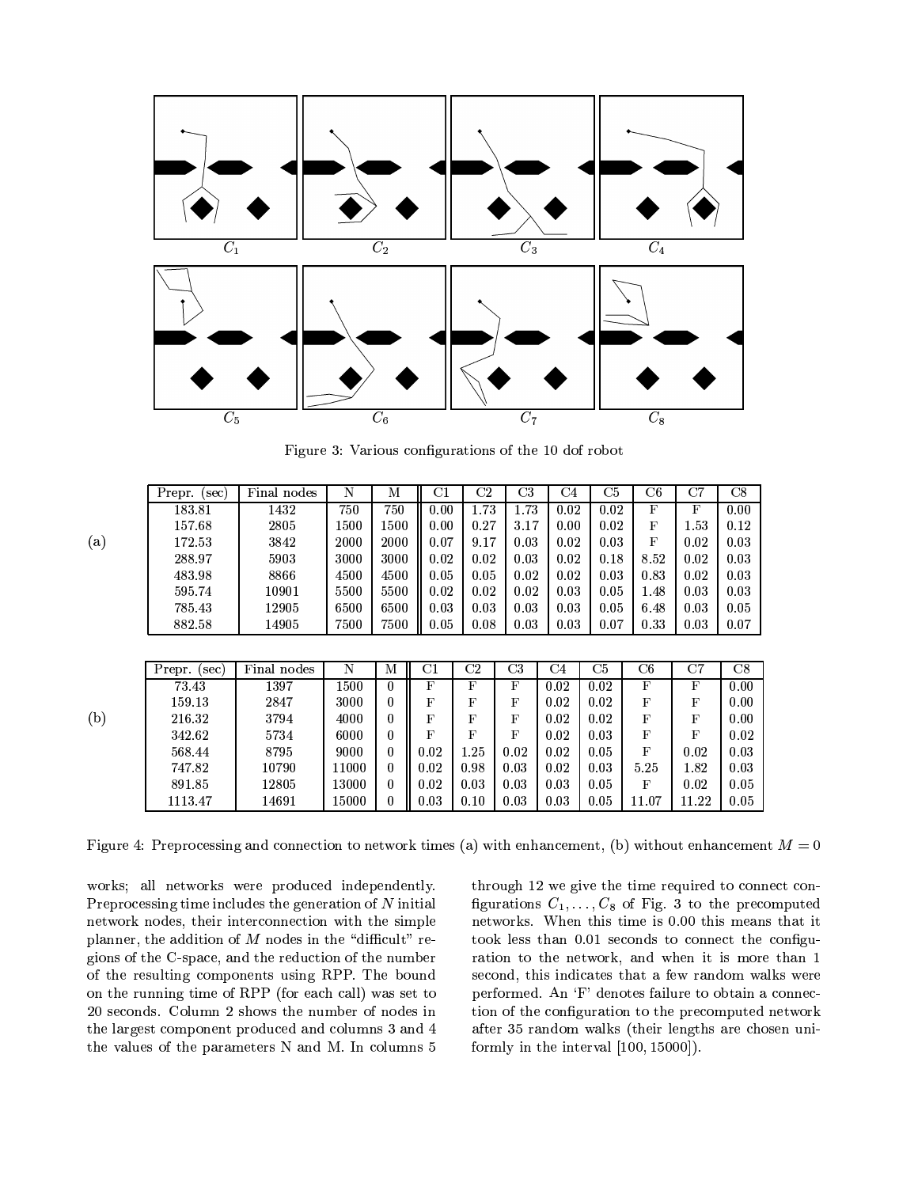$C_1$ $C_2$ $C_3$ $C_4$

$C_5$ $C_6$ $C_7$ $C_8$

Figure 3: Various configurations of the 10 dof robot

(a)

| Prepr. (sec) | Final nodes | N | M | C1 | C2 | C3 | C4 | C5 | C6 | C7 | C8 |
|---|---|---|---|---|---|---|---|---|---|---|---|
| 183.81 | 1432 | 750 | 750 | 0.00 | 1.73 | 1.73 | 0.02 | 0.02 | F | F | 0.00 |
| 157.68 | 2805 | 1500 | 1500 | 0.00 | 0.27 | 3.17 | 0.00 | 0.02 | F | 1.53 | 0.12 |
| 172.53 | 3842 | 2000 | 2000 | 0.07 | 9.17 | 0.03 | 0.02 | 0.03 | F | 0.02 | 0.03 |
| 288.97 | 5903 | 3000 | 3000 | 0.02 | 0.02 | 0.03 | 0.02 | 0.18 | 8.52 | 0.02 | 0.03 |
| 483.98 | 8866 | 4500 | 4500 | 0.05 | 0.05 | 0.02 | 0.02 | 0.03 | 0.83 | 0.02 | 0.03 |
| 595.74 | 10901 | 5500 | 5500 | 0.02 | 0.02 | 0.02 | 0.03 | 0.05 | 1.48 | 0.03 | 0.03 |
| 785.43 | 12905 | 6500 | 6500 | 0.03 | 0.03 | 0.03 | 0.03 | 0.05 | 6.48 | 0.03 | 0.05 |
| 882.58 | 14905 | 7500 | 7500 | 0.05 | 0.08 | 0.03 | 0.03 | 0.07 | 0.33 | 0.03 | 0.07 |

(b)

| Prepr. (sec) | Final nodes | N | M | C1 | C2 | C3 | C4 | C5 | C6 | C7 | C8 |
|---|---|---|---|---|---|---|---|---|---|---|---|
| 73.43 | 1397 | 1500 | 0 | F | F | F | 0.02 | 0.02 | F | F | 0.00 |
| 159.13 | 2847 | 3000 | 0 | F | F | F | 0.02 | 0.02 | F | F | 0.00 |
| 216.32 | 3794 | 4000 | 0 | F | F | F | 0.02 | 0.02 | F | F | 0.00 |
| 342.62 | 5734 | 6000 | 0 | F | F | F | 0.02 | 0.03 | F | F | 0.02 |
| 568.44 | 8795 | 9000 | 0 | 0.02 | 1.25 | 0.02 | 0.02 | 0.05 | F | 0.02 | 0.03 |
| 747.82 | 10790 | 11000 | 0 | 0.02 | 0.98 | 0.03 | 0.02 | 0.03 | 5.25 | 1.82 | 0.03 |
| 891.85 | 12805 | 13000 | 0 | 0.02 | 0.03 | 0.03 | 0.03 | 0.05 | F | 0.02 | 0.05 |
| 1113.47 | 14691 | 15000 | 0 | 0.03 | 0.10 | 0.03 | 0.03 | 0.05 | 11.07 | 11.22 | 0.05 |

Figure 4: Preprocessing and connection to network times (a) with enhancement, (b) without enhancement $M = 0$

works; all networks were produced independently. Preprocessing time includes the generation of $N$ initial network nodes, their interconnection with the simple planner, the addition of $M$ nodes in the "difficult" regions of the C-space, and the reduction of the number of the resulting components using RPP. The bound on the running time of RPP (for each call) was set to 20 seconds. Column 2 shows the number of nodes in the largest component produced and columns 3 and 4 the values of the parameters N and M. In columns 5 through 12 we give the time required to connect configurations $C_1, \ldots, C_8$ of Fig. 3 to the precomputed networks. When this time is 0.00 this means that it took less than 0.01 seconds to connect the configuration to the network, and when it is more than 1 second, this indicates that a few random walks were performed. An 'F' denotes failure to obtain a connection of the configuration to the precomputed network after 35 random walks (their lengths are chosen uniformly in the interval $[100, 15000]$).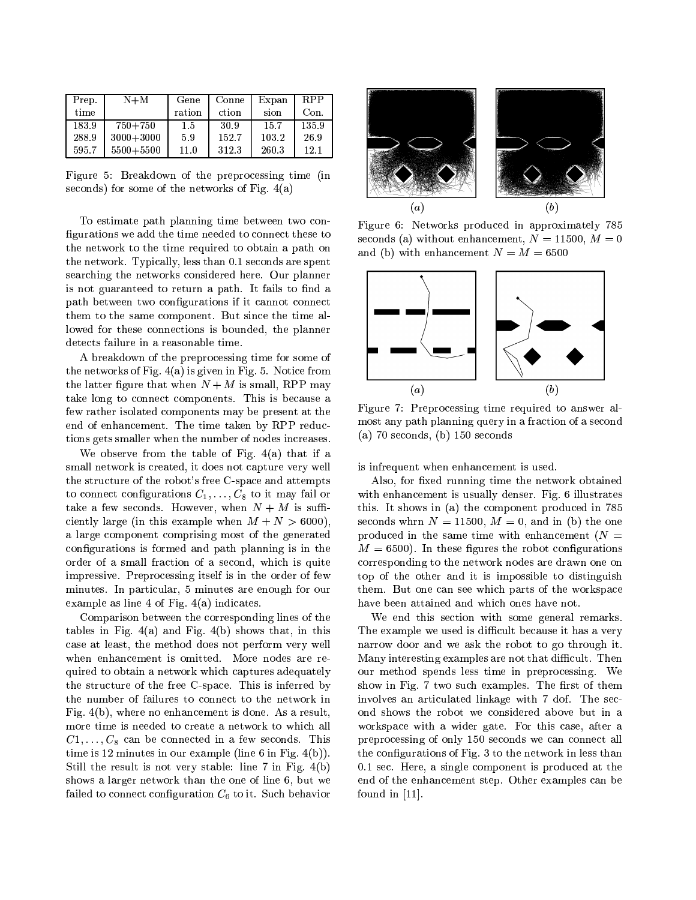| Prep. time | N+M | Generation | Connection | Expansion | RPP Con. |
|---|---|---|---|---|---|
| 183.9 | 750+750 | 1.5 | 30.9 | 15.7 | 135.9 |
| 288.9 | 3000+3000 | 5.9 | 152.7 | 103.2 | 26.9 |
| 595.7 | 5500+5500 | 11.0 | 312.3 | 260.3 | 12.1 |

Figure 5: Breakdown of the preprocessing time (in seconds) for some of the networks of Fig. 4(a)

To estimate path planning time between two configurations we add the time needed to connect these to the network to the time required to obtain a path on the network. Typically, less than 0.1 seconds are spent searching the networks considered here. Our planner is not guaranteed to return a path. It fails to find a path between two configurations if it cannot connect them to the same component. But since the time allowed for these connections is bounded, the planner detects failure in a reasonable time.

A breakdown of the preprocessing time for some of the networks of Fig. 4(a) is given in Fig. 5. Notice from the latter figure that when $N+M$ is small, RPP may take long to connect components. This is because a few rather isolated components may be present at the end of enhancement. The time taken by RPP reductions gets smaller when the number of nodes increases.

We observe from the table of Fig. 4(a) that if a small network is created, it does not capture very well the structure of the robot's free C-space and attempts to connect configurations $C_1, \ldots, C_8$ to it may fail or take a few seconds. However, when $N+M$ is sufficiently large (in this example when $M+N > 6000$), a large component comprising most of the generated configurations is formed and path planning is in the order of a small fraction of a second, which is quite impressive. Preprocessing itself is in the order of few minutes. In particular, 5 minutes are enough for our example as line 4 of Fig. 4(a) indicates.

Comparison between the corresponding lines of the tables in Fig. 4(a) and Fig. 4(b) shows that, in this case at least, the method does not perform very well when enhancement is omitted. More nodes are required to obtain a network which captures adequately the structure of the free C-space. This is inferred by the number of failures to connect to the network in Fig. 4(b), where no enhancement is done. As a result, more time is needed to create a network to which all $C1, \ldots, C_8$ can be connected in a few seconds. This time is 12 minutes in our example (line 6 in Fig. 4(b)). Still the result is not very stable: line 7 in Fig. 4(b) shows a larger network than the one of line 6, but we failed to connect configuration $C_6$ to it. Such behavior is infrequent when enhancement is used.

Figure 6: Networks produced in approximately 785 seconds (a) without enhancement, $N = 11500$, $M = 0$ and (b) with enhancement $N = M = 6500$

Figure 7: Preprocessing time required to answer almost any path planning query in a fraction of a second (a) 70 seconds, (b) 150 seconds

Also, for fixed running time the network obtained with enhancement is usually denser. Fig. 6 illustrates this. It shows in (a) the component produced in 785 seconds whrn $N = 11500$, $M = 0$, and in (b) the one produced in the same time with enhancement ($N = M = 6500$). In these figures the robot configurations corresponding to the network nodes are drawn one on top of the other and it is impossible to distinguish them. But one can see which parts of the workspace have been attained and which ones have not.

We end this section with some general remarks. The example we used is difficult because it has a very narrow door and we ask the robot to go through it. Many interesting examples are not that difficult. Then our method spends less time in preprocessing. We show in Fig. 7 two such examples. The first of them involves an articulated linkage with 7 dof. The second shows the robot we considered above but in a workspace with a wider gate. For this case, after a preprocessing of only 150 seconds we can connect all the configurations of Fig. 3 to the network in less than 0.1 sec. Here, a single component is produced at the end of the enhancement step. Other examples can be found in [11].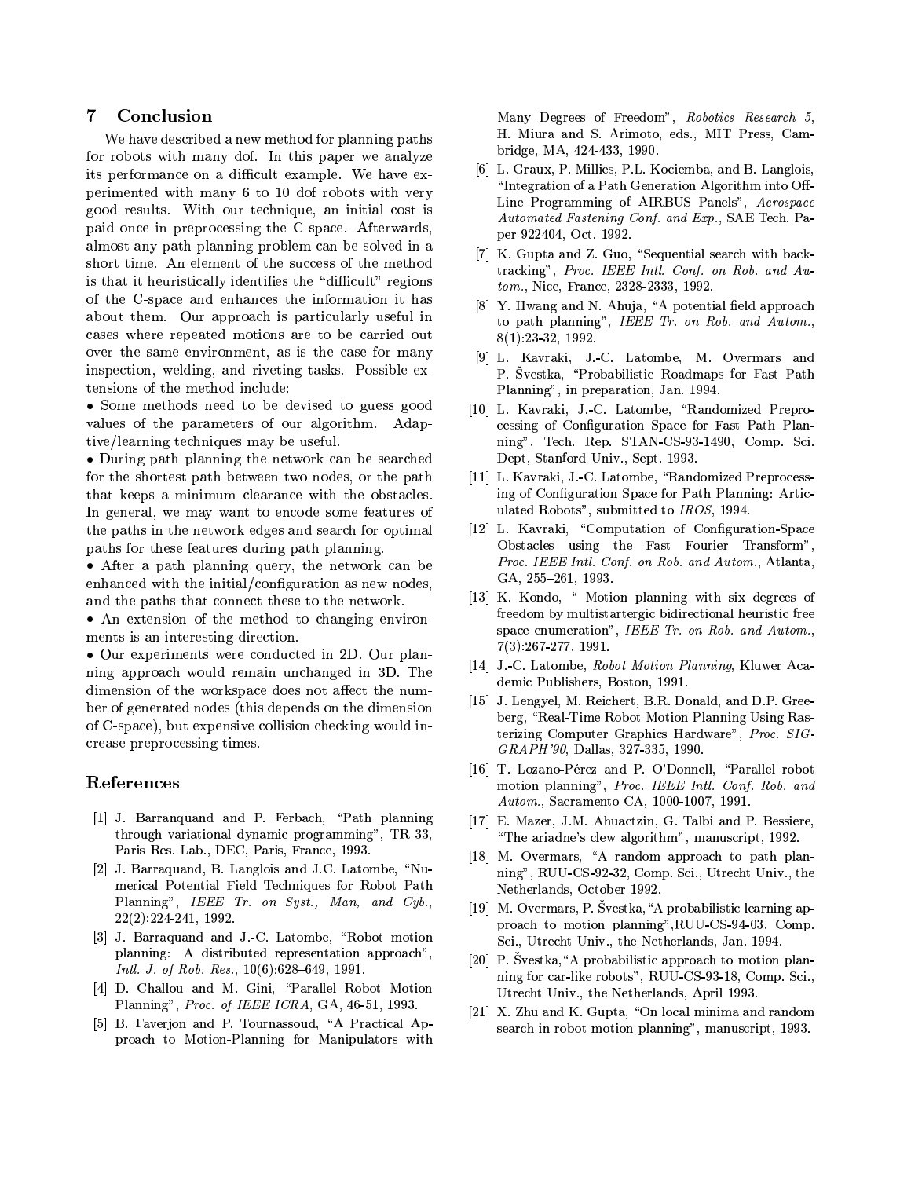## 7 Conclusion

We have described a new method for planning paths for robots with many dof. In this paper we analyze its performance on a difficult example. We have experimented with many 6 to 10 dof robots with very good results. With our technique, an initial cost is paid once in preprocessing the C-space. Afterwards, almost any path planning problem can be solved in a short time. An element of the success of the method is that it heuristically identifies the "difficult" regions of the C-space and enhances the information it has about them. Our approach is particularly useful in cases where repeated motions are to be carried out over the same environment, as is the case for many inspection, welding, and riveting tasks. Possible extensions of the method include:

- Some methods need to be devised to guess good values of the parameters of our algorithm. Adaptive/learning techniques may be useful.
- During path planning the network can be searched for the shortest path between two nodes, or the path that keeps a minimum clearance with the obstacles. In general, we may want to encode some features of the paths in the network edges and search for optimal paths for these features during path planning.
- After a path planning query, the network can be enhanced with the initial/configuration as new nodes, and the paths that connect these to the network.
- An extension of the method to changing environments is an interesting direction.
- Our experiments were conducted in 2D. Our planning approach would remain unchanged in 3D. The dimension of the workspace does not affect the number of generated nodes (this depends on the dimension of C-space), but expensive collision checking would increase preprocessing times.

## References

[1] J. Barranquand and P. Ferbach, "Path planning through variational dynamic programming", TR 33, Paris Res. Lab., DEC, Paris, France, 1993.

[2] J. Barraquand, B. Langlois and J.C. Latombe, "Numerical Potential Field Techniques for Robot Path Planning", *IEEE Tr. on Syst., Man, and Cyb.*, 22(2):224-241, 1992.

[3] J. Barraquand and J.-C. Latombe, "Robot motion planning: A distributed representation approach", *Intl. J. of Rob. Res.*, 10(6):628–649, 1991.

[4] D. Challou and M. Gini, "Parallel Robot Motion Planning", *Proc. of IEEE ICRA*, GA, 46-51, 1993.

[5] B. Faverjon and P. Tournassoud, "A Practical Approach to Motion-Planning for Manipulators with Many Degrees of Freedom", *Robotics Research 5*, H. Miura and S. Arimoto, eds., MIT Press, Cambridge, MA, 424-433, 1990.

[6] L. Graux, P. Millies, P.L. Kociemba, and B. Langlois, "Integration of a Path Generation Algorithm into Off-Line Programming of AIRBUS Panels", *Aerospace Automated Fastening Conf. and Exp.*, SAE Tech. Paper 922404, Oct. 1992.

[7] K. Gupta and Z. Guo, "Sequential search with backtracking", *Proc. IEEE Intl. Conf. on Rob. and Autom.*, Nice, France, 2328-2333, 1992.

[8] Y. Hwang and N. Ahuja, "A potential field approach to path planning", *IEEE Tr. on Rob. and Autom.*, 8(1):23-32, 1992.

[9] L. Kavraki, J.-C. Latombe, M. Overmars and P. Švestka, "Probabilistic Roadmaps for Fast Path Planning", in preparation, Jan. 1994.

[10] L. Kavraki, J.-C. Latombe, "Randomized Preprocessing of Configuration Space for Fast Path Planning", Tech. Rep. STAN-CS-93-1490, Comp. Sci. Dept, Stanford Univ., Sept. 1993.

[11] L. Kavraki, J.-C. Latombe, "Randomized Preprocessing of Configuration Space for Path Planning: Articulated Robots", submitted to *IROS*, 1994.

[12] L. Kavraki, "Computation of Configuration-Space Obstacles using the Fast Fourier Transform", *Proc. IEEE Intl. Conf. on Rob. and Autom.*, Atlanta, GA, 255–261, 1993.

[13] K. Kondo, " Motion planning with six degrees of freedom by multistartergic bidirectional heuristic free space enumeration", *IEEE Tr. on Rob. and Autom.*, 7(3):267-277, 1991.

[14] J.-C. Latombe, *Robot Motion Planning*, Kluwer Academic Publishers, Boston, 1991.

[15] J. Lengyel, M. Reichert, B.R. Donald, and D.P. Greeberg, "Real-Time Robot Motion Planning Using Rasterizing Computer Graphics Hardware", *Proc. SIGGRAPH'90*, Dallas, 327-335, 1990.

[16] T. Lozano-Pérez and P. O'Donnell, "Parallel robot motion planning", *Proc. IEEE Intl. Conf. Rob. and Autom.*, Sacramento CA, 1000-1007, 1991.

[17] E. Mazer, J.M. Ahuactzin, G. Talbi and P. Bessiere, "The ariadne's clew algorithm", manuscript, 1992.

[18] M. Overmars, "A random approach to path planning", RUU-CS-92-32, Comp. Sci., Utrecht Univ., the Netherlands, October 1992.

[19] M. Overmars, P. Švestka, "A probabilistic learning approach to motion planning", RUU-CS-94-03, Comp. Sci., Utrecht Univ., the Netherlands, Jan. 1994.

[20] P. Švestka, "A probabilistic approach to motion planning for car-like robots", RUU-CS-93-18, Comp. Sci., Utrecht Univ., the Netherlands, April 1993.

[21] X. Zhu and K. Gupta, "On local minima and random search in robot motion planning", manuscript, 1993.